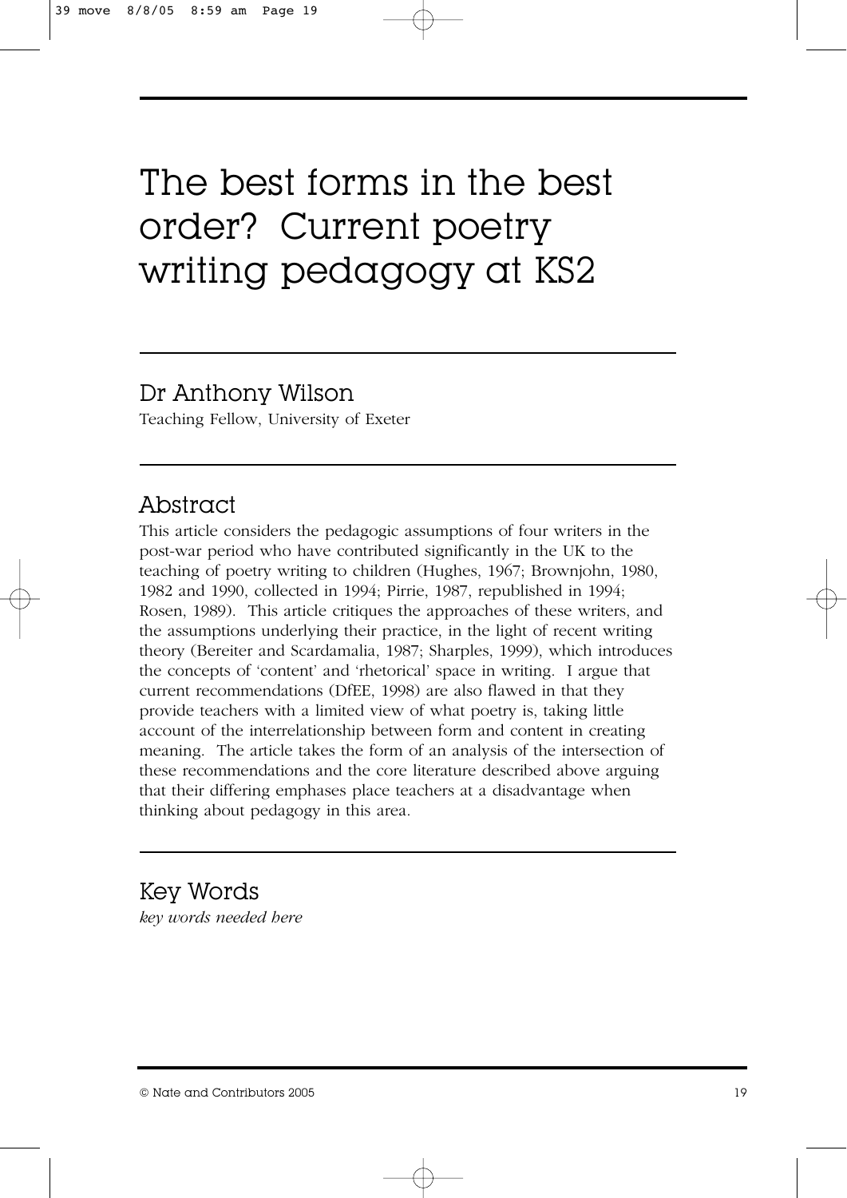# The best forms in the best order? Current poetry writing pedagogy at KS2

## Dr Anthony Wilson

Teaching Fellow, University of Exeter

## Abstract

This article considers the pedagogic assumptions of four writers in the post-war period who have contributed significantly in the UK to the teaching of poetry writing to children (Hughes, 1967; Brownjohn, 1980, 1982 and 1990, collected in 1994; Pirrie, 1987, republished in 1994; Rosen, 1989). This article critiques the approaches of these writers, and the assumptions underlying their practice, in the light of recent writing theory (Bereiter and Scardamalia, 1987; Sharples, 1999), which introduces the concepts of 'content' and 'rhetorical' space in writing. I argue that current recommendations (DfEE, 1998) are also flawed in that they provide teachers with a limited view of what poetry is, taking little account of the interrelationship between form and content in creating meaning. The article takes the form of an analysis of the intersection of these recommendations and the core literature described above arguing that their differing emphases place teachers at a disadvantage when thinking about pedagogy in this area.

## Key Words

*key words needed here*

© Nate and Contributors 2005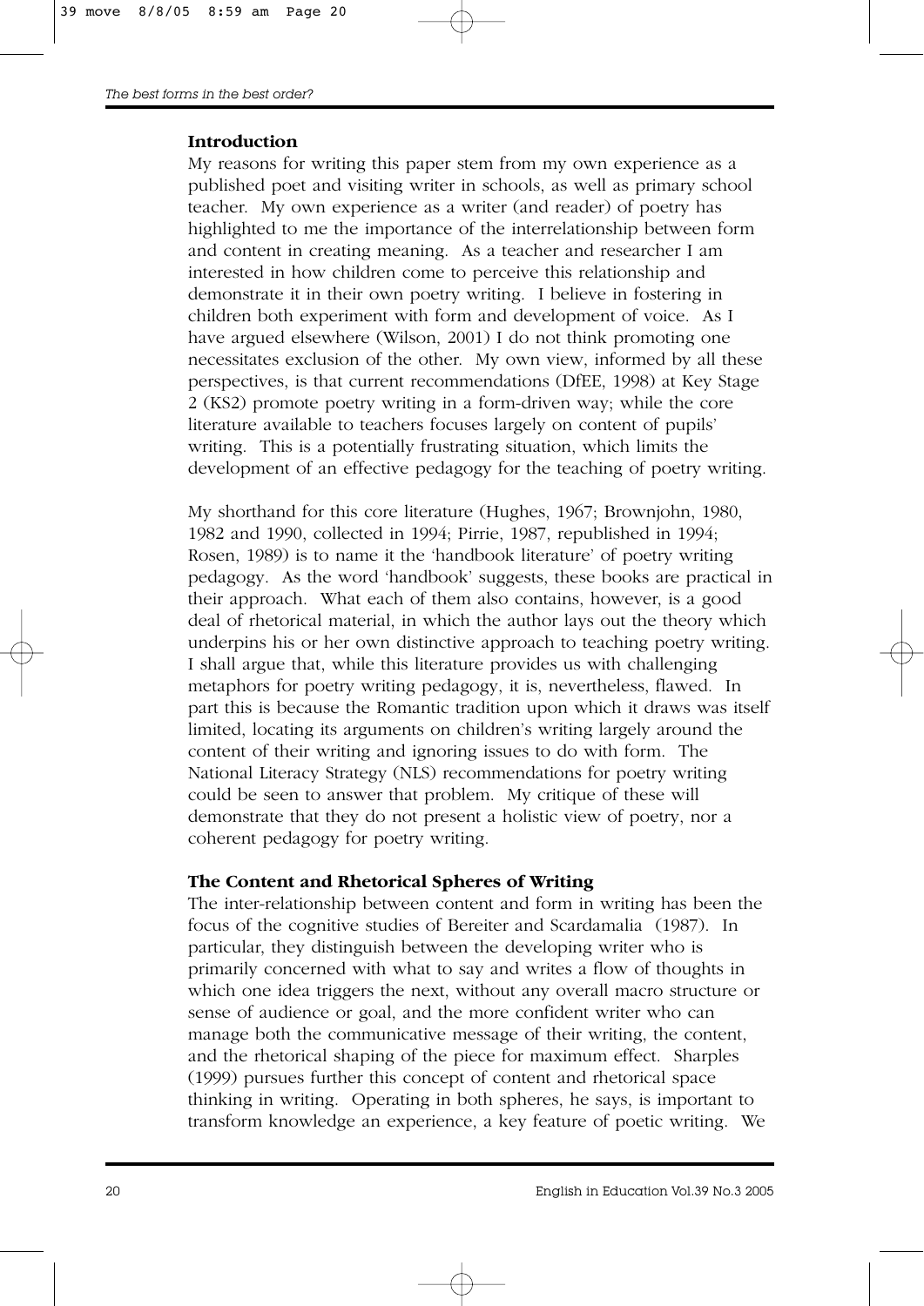## Introduction

My reasons for writing this paper stem from my own experience as a published poet and visiting writer in schools, as well as primary school teacher. My own experience as a writer (and reader) of poetry has highlighted to me the importance of the interrelationship between form and content in creating meaning. As a teacher and researcher I am interested in how children come to perceive this relationship and demonstrate it in their own poetry writing. I believe in fostering in children both experiment with form and development of voice. As I have argued elsewhere (Wilson, 2001) I do not think promoting one necessitates exclusion of the other. My own view, informed by all these perspectives, is that current recommendations (DfEE, 1998) at Key Stage 2 (KS2) promote poetry writing in a form-driven way; while the core literature available to teachers focuses largely on content of pupils' writing. This is a potentially frustrating situation, which limits the development of an effective pedagogy for the teaching of poetry writing.

My shorthand for this core literature (Hughes, 1967; Brownjohn, 1980, 1982 and 1990, collected in 1994; Pirrie, 1987, republished in 1994; Rosen, 1989) is to name it the 'handbook literature' of poetry writing pedagogy. As the word 'handbook' suggests, these books are practical in their approach. What each of them also contains, however, is a good deal of rhetorical material, in which the author lays out the theory which underpins his or her own distinctive approach to teaching poetry writing. I shall argue that, while this literature provides us with challenging metaphors for poetry writing pedagogy, it is, nevertheless, flawed. In part this is because the Romantic tradition upon which it draws was itself limited, locating its arguments on children's writing largely around the content of their writing and ignoring issues to do with form. The National Literacy Strategy (NLS) recommendations for poetry writing could be seen to answer that problem. My critique of these will demonstrate that they do not present a holistic view of poetry, nor a coherent pedagogy for poetry writing.

## The Content and Rhetorical Spheres of Writing

The inter-relationship between content and form in writing has been the focus of the cognitive studies of Bereiter and Scardamalia (1987). In particular, they distinguish between the developing writer who is primarily concerned with what to say and writes a flow of thoughts in which one idea triggers the next, without any overall macro structure or sense of audience or goal, and the more confident writer who can manage both the communicative message of their writing, the content, and the rhetorical shaping of the piece for maximum effect. Sharples (1999) pursues further this concept of content and rhetorical space thinking in writing. Operating in both spheres, he says, is important to transform knowledge an experience, a key feature of poetic writing. We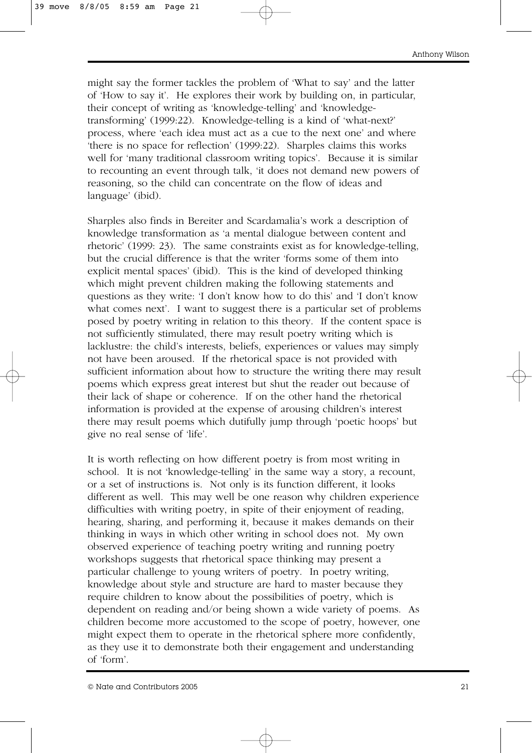might say the former tackles the problem of 'What to say' and the latter of 'How to say it'. He explores their work by building on, in particular, their concept of writing as 'knowledge-telling' and 'knowledge-transforming' (1999:22). Knowledge-telling is a kind of 'what-next?' process, where 'each idea must act as a cue to the next one' and where 'there is no space for reflection' (1999:22). Sharples claims this works well for 'many traditional classroom writing topics'. Because it is similar to recounting an event through talk, 'it does not demand new powers of reasoning, so the child can concentrate on the flow of ideas and language' (ibid).

Sharples also finds in Bereiter and Scardamalia's work a description of knowledge transformation as 'a mental dialogue between content and rhetoric' (1999: 23). The same constraints exist as for knowledge-telling, but the crucial difference is that the writer 'forms some of them into explicit mental spaces' (ibid). This is the kind of developed thinking which might prevent children making the following statements and questions as they write: 'I don't know how to do this' and 'I don't know what comes next'. I want to suggest there is a particular set of problems posed by poetry writing in relation to this theory. If the content space is not sufficiently stimulated, there may result poetry writing which is lacklustre: the child's interests, beliefs, experiences or values may simply not have been aroused. If the rhetorical space is not provided with sufficient information about how to structure the writing there may result poems which express great interest but shut the reader out because of their lack of shape or coherence. If on the other hand the rhetorical information is provided at the expense of arousing children's interest there may result poems which dutifully jump through 'poetic hoops' but give no real sense of 'life'.

It is worth reflecting on how different poetry is from most writing in school. It is not 'knowledge-telling' in the same way a story, a recount, or a set of instructions is. Not only is its function different, it looks different as well. This may well be one reason why children experience difficulties with writing poetry, in spite of their enjoyment of reading, hearing, sharing, and performing it, because it makes demands on their thinking in ways in which other writing in school does not. My own observed experience of teaching poetry writing and running poetry workshops suggests that rhetorical space thinking may present a particular challenge to young writers of poetry. In poetry writing, knowledge about style and structure are hard to master because they require children to know about the possibilities of poetry, which is dependent on reading and/or being shown a wide variety of poems. As children become more accustomed to the scope of poetry, however, one might expect them to operate in the rhetorical sphere more confidently, as they use it to demonstrate both their engagement and understanding of 'form'.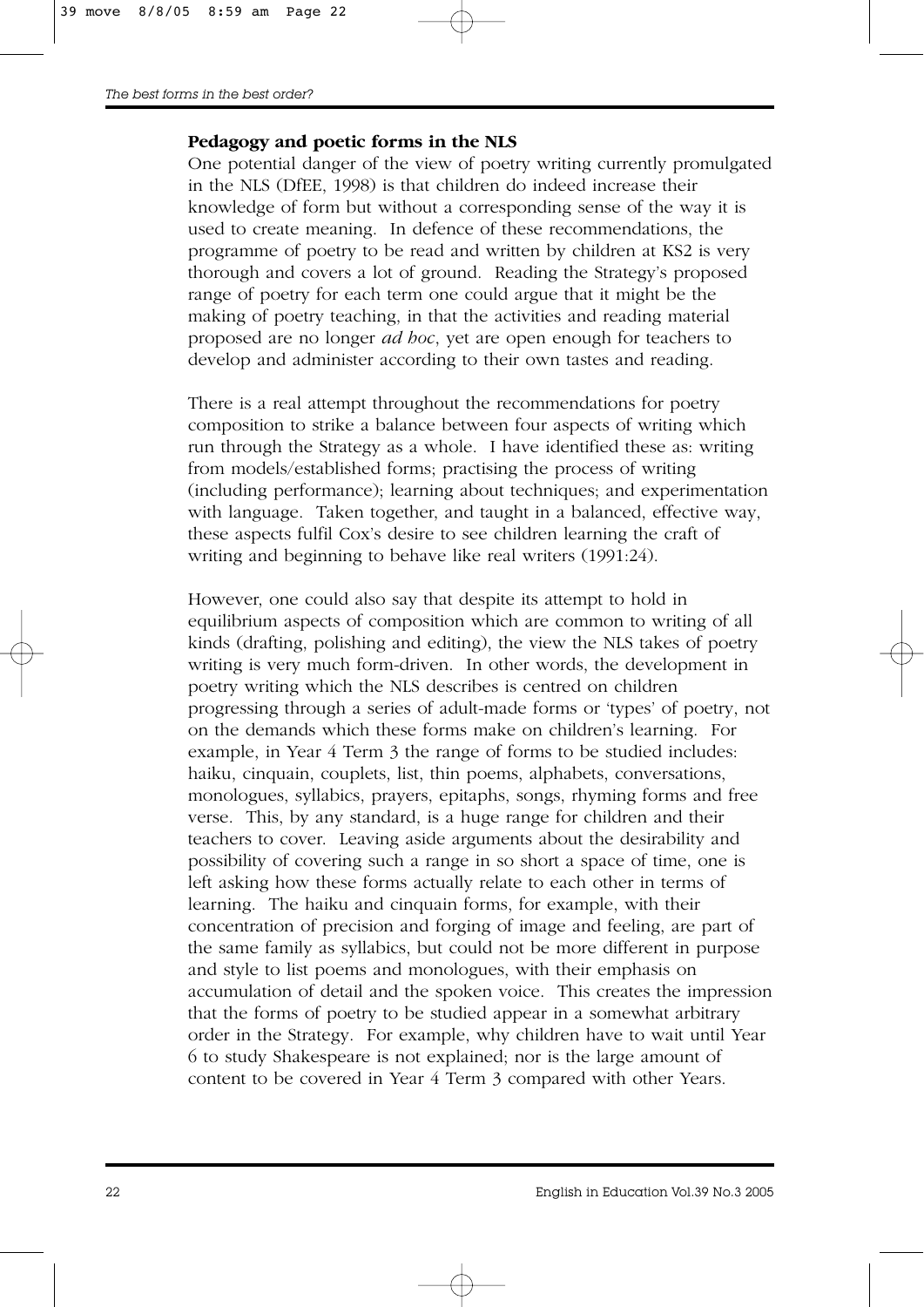### Pedagogy and poetic forms in the NLS

One potential danger of the view of poetry writing currently promulgated in the NLS (DfEE, 1998) is that children do indeed increase their knowledge of form but without a corresponding sense of the way it is used to create meaning. In defence of these recommendations, the programme of poetry to be read and written by children at KS2 is very thorough and covers a lot of ground. Reading the Strategy's proposed range of poetry for each term one could argue that it might be the making of poetry teaching, in that the activities and reading material proposed are no longer *ad hoc*, yet are open enough for teachers to develop and administer according to their own tastes and reading.

There is a real attempt throughout the recommendations for poetry composition to strike a balance between four aspects of writing which run through the Strategy as a whole. I have identified these as: writing from models/established forms; practising the process of writing (including performance); learning about techniques; and experimentation with language. Taken together, and taught in a balanced, effective way, these aspects fulfil Cox's desire to see children learning the craft of writing and beginning to behave like real writers (1991:24).

However, one could also say that despite its attempt to hold in equilibrium aspects of composition which are common to writing of all kinds (drafting, polishing and editing), the view the NLS takes of poetry writing is very much form-driven. In other words, the development in poetry writing which the NLS describes is centred on children progressing through a series of adult-made forms or 'types' of poetry, not on the demands which these forms make on children's learning. For example, in Year 4 Term 3 the range of forms to be studied includes: haiku, cinquain, couplets, list, thin poems, alphabets, conversations, monologues, syllabics, prayers, epitaphs, songs, rhyming forms and free verse. This, by any standard, is a huge range for children and their teachers to cover. Leaving aside arguments about the desirability and possibility of covering such a range in so short a space of time, one is left asking how these forms actually relate to each other in terms of learning. The haiku and cinquain forms, for example, with their concentration of precision and forging of image and feeling, are part of the same family as syllabics, but could not be more different in purpose and style to list poems and monologues, with their emphasis on accumulation of detail and the spoken voice. This creates the impression that the forms of poetry to be studied appear in a somewhat arbitrary order in the Strategy. For example, why children have to wait until Year 6 to study Shakespeare is not explained; nor is the large amount of content to be covered in Year 4 Term 3 compared with other Years.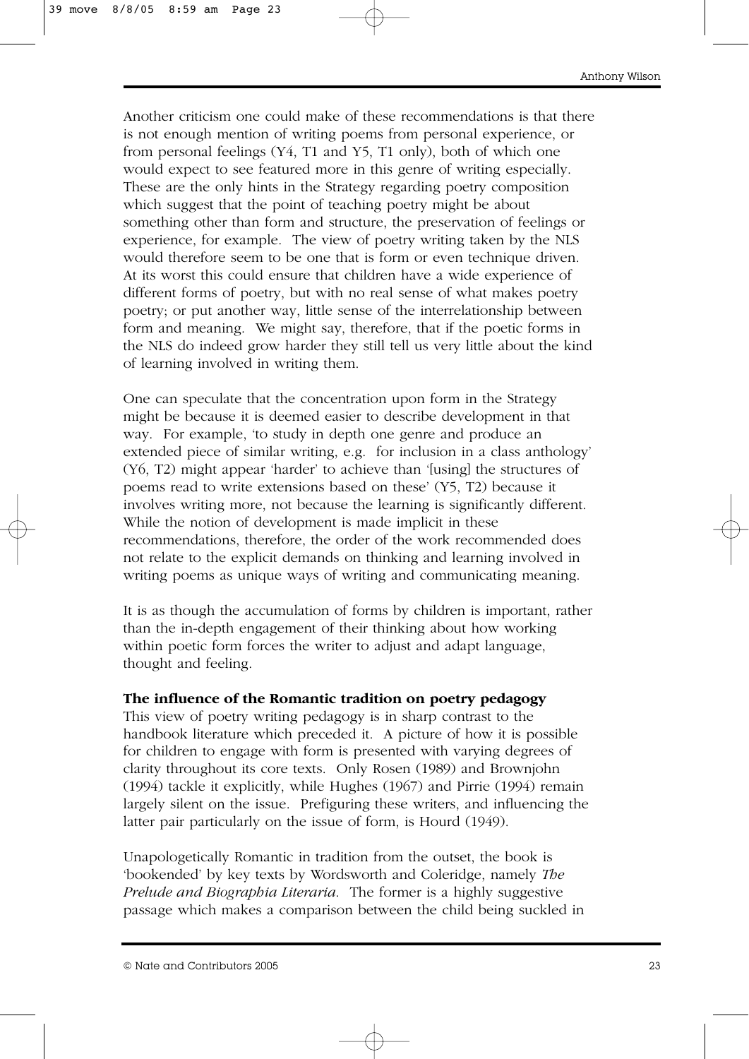Another criticism one could make of these recommendations is that there is not enough mention of writing poems from personal experience, or from personal feelings (Y4, T1 and Y5, T1 only), both of which one would expect to see featured more in this genre of writing especially. These are the only hints in the Strategy regarding poetry composition which suggest that the point of teaching poetry might be about something other than form and structure, the preservation of feelings or experience, for example. The view of poetry writing taken by the NLS would therefore seem to be one that is form or even technique driven. At its worst this could ensure that children have a wide experience of different forms of poetry, but with no real sense of what makes poetry poetry; or put another way, little sense of the interrelationship between form and meaning. We might say, therefore, that if the poetic forms in the NLS do indeed grow harder they still tell us very little about the kind of learning involved in writing them.

One can speculate that the concentration upon form in the Strategy might be because it is deemed easier to describe development in that way. For example, 'to study in depth one genre and produce an extended piece of similar writing, e.g. for inclusion in a class anthology' (Y6, T2) might appear 'harder' to achieve than '[using] the structures of poems read to write extensions based on these' (Y5, T2) because it involves writing more, not because the learning is significantly different. While the notion of development is made implicit in these recommendations, therefore, the order of the work recommended does not relate to the explicit demands on thinking and learning involved in writing poems as unique ways of writing and communicating meaning.

It is as though the accumulation of forms by children is important, rather than the in-depth engagement of their thinking about how working within poetic form forces the writer to adjust and adapt language, thought and feeling.

**The influence of the Romantic tradition on poetry pedagogy**

This view of poetry writing pedagogy is in sharp contrast to the handbook literature which preceded it. A picture of how it is possible for children to engage with form is presented with varying degrees of clarity throughout its core texts. Only Rosen (1989) and Brownjohn (1994) tackle it explicitly, while Hughes (1967) and Pirrie (1994) remain largely silent on the issue. Prefiguring these writers, and influencing the latter pair particularly on the issue of form, is Hourd (1949).

Unapologetically Romantic in tradition from the outset, the book is 'bookended' by key texts by Wordsworth and Coleridge, namely *The Prelude and Biographia Literaria*. The former is a highly suggestive passage which makes a comparison between the child being suckled in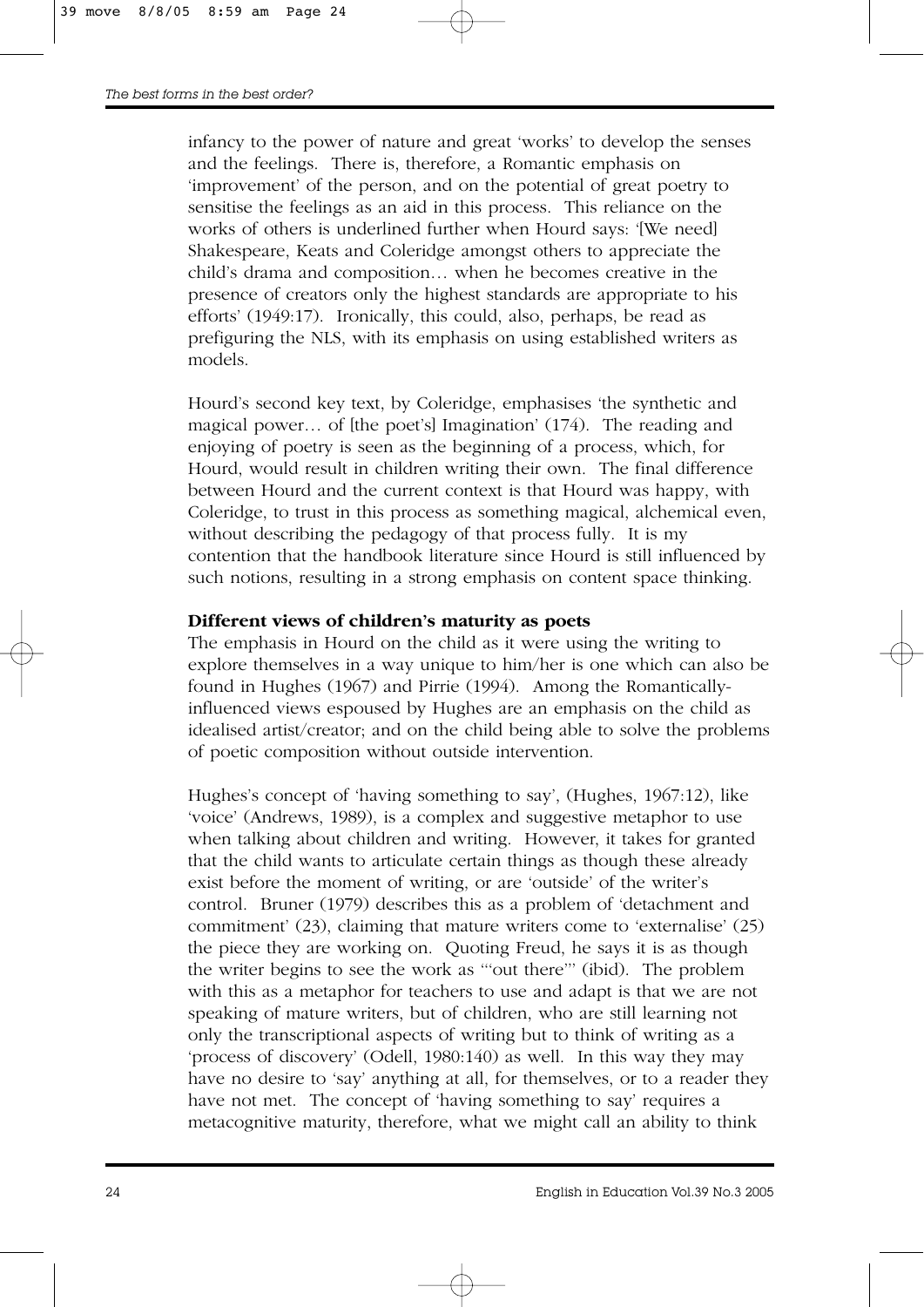infancy to the power of nature and great 'works' to develop the senses and the feelings. There is, therefore, a Romantic emphasis on 'improvement' of the person, and on the potential of great poetry to sensitise the feelings as an aid in this process. This reliance on the works of others is underlined further when Hourd says: '[We need] Shakespeare, Keats and Coleridge amongst others to appreciate the child's drama and composition… when he becomes creative in the presence of creators only the highest standards are appropriate to his efforts' (1949:17). Ironically, this could, also, perhaps, be read as prefiguring the NLS, with its emphasis on using established writers as models.

Hourd's second key text, by Coleridge, emphasises 'the synthetic and magical power… of [the poet's] Imagination' (174). The reading and enjoying of poetry is seen as the beginning of a process, which, for Hourd, would result in children writing their own. The final difference between Hourd and the current context is that Hourd was happy, with Coleridge, to trust in this process as something magical, alchemical even, without describing the pedagogy of that process fully. It is my contention that the handbook literature since Hourd is still influenced by such notions, resulting in a strong emphasis on content space thinking.

**Different views of children's maturity as poets**

The emphasis in Hourd on the child as it were using the writing to explore themselves in a way unique to him/her is one which can also be found in Hughes (1967) and Pirrie (1994). Among the Romantically-influenced views espoused by Hughes are an emphasis on the child as idealised artist/creator; and on the child being able to solve the problems of poetic composition without outside intervention.

Hughes's concept of 'having something to say', (Hughes, 1967:12), like 'voice' (Andrews, 1989), is a complex and suggestive metaphor to use when talking about children and writing. However, it takes for granted that the child wants to articulate certain things as though these already exist before the moment of writing, or are 'outside' of the writer's control. Bruner (1979) describes this as a problem of 'detachment and commitment' (23), claiming that mature writers come to 'externalise' (25) the piece they are working on. Quoting Freud, he says it is as though the writer begins to see the work as '"out there"' (ibid). The problem with this as a metaphor for teachers to use and adapt is that we are not speaking of mature writers, but of children, who are still learning not only the transcriptional aspects of writing but to think of writing as a 'process of discovery' (Odell, 1980:140) as well. In this way they may have no desire to 'say' anything at all, for themselves, or to a reader they have not met. The concept of 'having something to say' requires a metacognitive maturity, therefore, what we might call an ability to think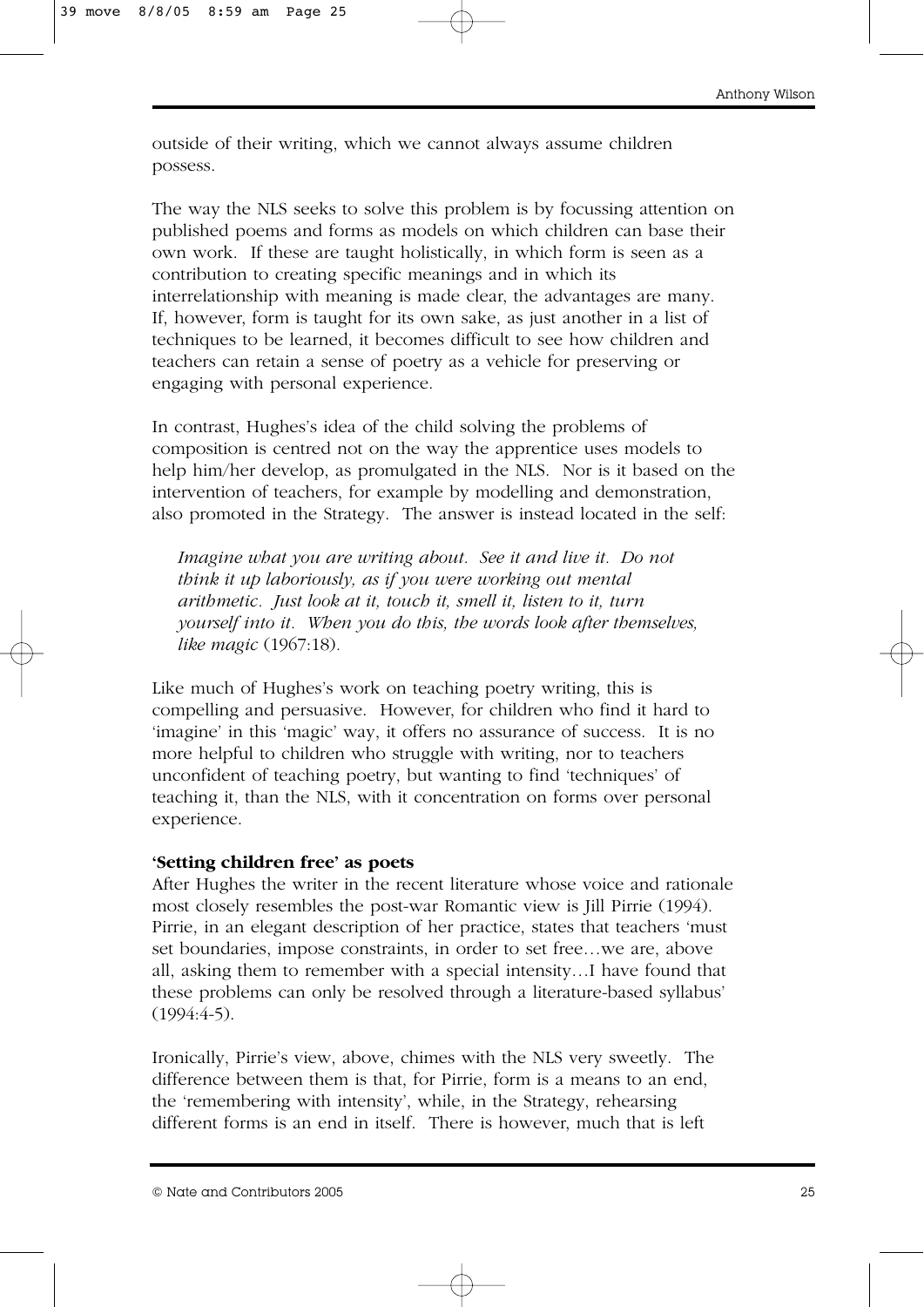outside of their writing, which we cannot always assume children possess.

The way the NLS seeks to solve this problem is by focussing attention on published poems and forms as models on which children can base their own work. If these are taught holistically, in which form is seen as a contribution to creating specific meanings and in which its interrelationship with meaning is made clear, the advantages are many. If, however, form is taught for its own sake, as just another in a list of techniques to be learned, it becomes difficult to see how children and teachers can retain a sense of poetry as a vehicle for preserving or engaging with personal experience.

In contrast, Hughes's idea of the child solving the problems of composition is centred not on the way the apprentice uses models to help him/her develop, as promulgated in the NLS. Nor is it based on the intervention of teachers, for example by modelling and demonstration, also promoted in the Strategy. The answer is instead located in the self:

> *Imagine what you are writing about. See it and live it. Do not think it up laboriously, as if you were working out mental arithmetic. Just look at it, touch it, smell it, listen to it, turn yourself into it. When you do this, the words look after themselves, like magic* (1967:18).

Like much of Hughes's work on teaching poetry writing, this is compelling and persuasive. However, for children who find it hard to 'imagine' in this 'magic' way, it offers no assurance of success. It is no more helpful to children who struggle with writing, nor to teachers unconfident of teaching poetry, but wanting to find 'techniques' of teaching it, than the NLS, with it concentration on forms over personal experience.

**'Setting children free' as poets**

After Hughes the writer in the recent literature whose voice and rationale most closely resembles the post-war Romantic view is Jill Pirrie (1994). Pirrie, in an elegant description of her practice, states that teachers 'must set boundaries, impose constraints, in order to set free…we are, above all, asking them to remember with a special intensity…I have found that these problems can only be resolved through a literature-based syllabus' (1994:4-5).

Ironically, Pirrie's view, above, chimes with the NLS very sweetly. The difference between them is that, for Pirrie, form is a means to an end, the 'remembering with intensity', while, in the Strategy, rehearsing different forms is an end in itself. There is however, much that is left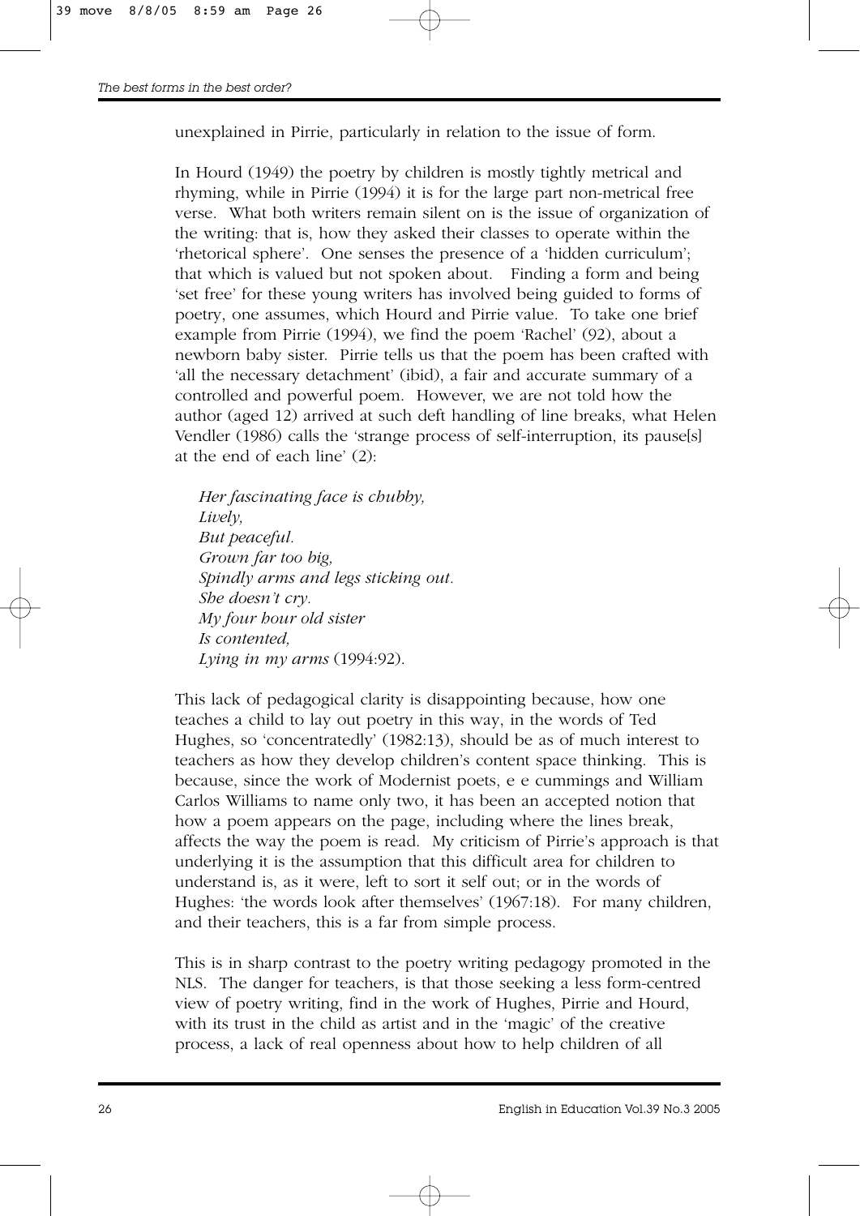unexplained in Pirrie, particularly in relation to the issue of form.

In Hourd (1949) the poetry by children is mostly tightly metrical and rhyming, while in Pirrie (1994) it is for the large part non-metrical free verse. What both writers remain silent on is the issue of organization of the writing: that is, how they asked their classes to operate within the 'rhetorical sphere'. One senses the presence of a 'hidden curriculum'; that which is valued but not spoken about. Finding a form and being 'set free' for these young writers has involved being guided to forms of poetry, one assumes, which Hourd and Pirrie value. To take one brief example from Pirrie (1994), we find the poem 'Rachel' (92), about a newborn baby sister. Pirrie tells us that the poem has been crafted with 'all the necessary detachment' (ibid), a fair and accurate summary of a controlled and powerful poem. However, we are not told how the author (aged 12) arrived at such deft handling of line breaks, what Helen Vendler (1986) calls the 'strange process of self-interruption, its pause[s] at the end of each line' (2):

> *Her fascinating face is chubby,*
> *Lively,*
> *But peaceful.*
> *Grown far too big,*
> *Spindly arms and legs sticking out.*
> *She doesn't cry.*
> *My four hour old sister*
> *Is contented,*
> *Lying in my arms* (1994:92).

This lack of pedagogical clarity is disappointing because, how one teaches a child to lay out poetry in this way, in the words of Ted Hughes, so 'concentratedly' (1982:13), should be as of much interest to teachers as how they develop children's content space thinking. This is because, since the work of Modernist poets, e e cummings and William Carlos Williams to name only two, it has been an accepted notion that how a poem appears on the page, including where the lines break, affects the way the poem is read. My criticism of Pirrie's approach is that underlying it is the assumption that this difficult area for children to understand is, as it were, left to sort it self out; or in the words of Hughes: 'the words look after themselves' (1967:18). For many children, and their teachers, this is a far from simple process.

This is in sharp contrast to the poetry writing pedagogy promoted in the NLS. The danger for teachers, is that those seeking a less form-centred view of poetry writing, find in the work of Hughes, Pirrie and Hourd, with its trust in the child as artist and in the 'magic' of the creative process, a lack of real openness about how to help children of all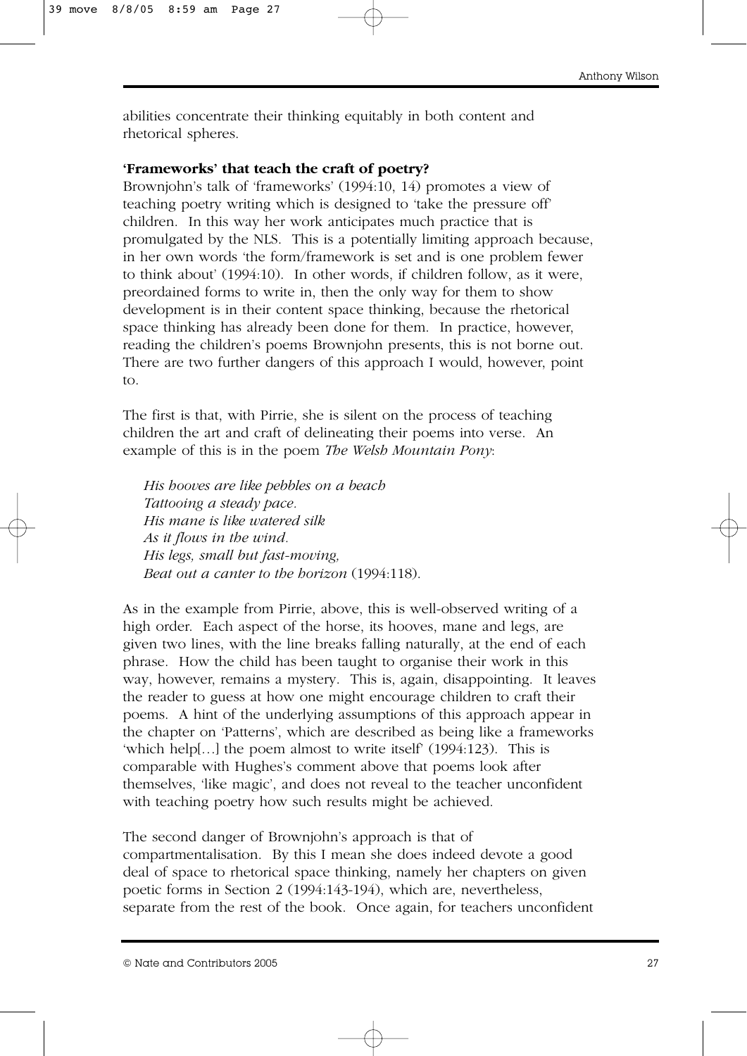abilities concentrate their thinking equitably in both content and rhetorical spheres.

**'Frameworks' that teach the craft of poetry?**

Brownjohn's talk of 'frameworks' (1994:10, 14) promotes a view of teaching poetry writing which is designed to 'take the pressure off' children. In this way her work anticipates much practice that is promulgated by the NLS. This is a potentially limiting approach because, in her own words 'the form/framework is set and is one problem fewer to think about' (1994:10). In other words, if children follow, as it were, preordained forms to write in, then the only way for them to show development is in their content space thinking, because the rhetorical space thinking has already been done for them. In practice, however, reading the children's poems Brownjohn presents, this is not borne out. There are two further dangers of this approach I would, however, point to.

The first is that, with Pirrie, she is silent on the process of teaching children the art and craft of delineating their poems into verse. An example of this is in the poem *The Welsh Mountain Pony*:

> *His hooves are like pebbles on a beach*
> *Tattooing a steady pace.*
> *His mane is like watered silk*
> *As it flows in the wind.*
> *His legs, small but fast-moving,*
> *Beat out a canter to the horizon* (1994:118).

As in the example from Pirrie, above, this is well-observed writing of a high order. Each aspect of the horse, its hooves, mane and legs, are given two lines, with the line breaks falling naturally, at the end of each phrase. How the child has been taught to organise their work in this way, however, remains a mystery. This is, again, disappointing. It leaves the reader to guess at how one might encourage children to craft their poems. A hint of the underlying assumptions of this approach appear in the chapter on 'Patterns', which are described as being like a frameworks 'which help[…] the poem almost to write itself' (1994:123). This is comparable with Hughes's comment above that poems look after themselves, 'like magic', and does not reveal to the teacher unconfident with teaching poetry how such results might be achieved.

The second danger of Brownjohn's approach is that of compartmentalisation. By this I mean she does indeed devote a good deal of space to rhetorical space thinking, namely her chapters on given poetic forms in Section 2 (1994:143-194), which are, nevertheless, separate from the rest of the book. Once again, for teachers unconfident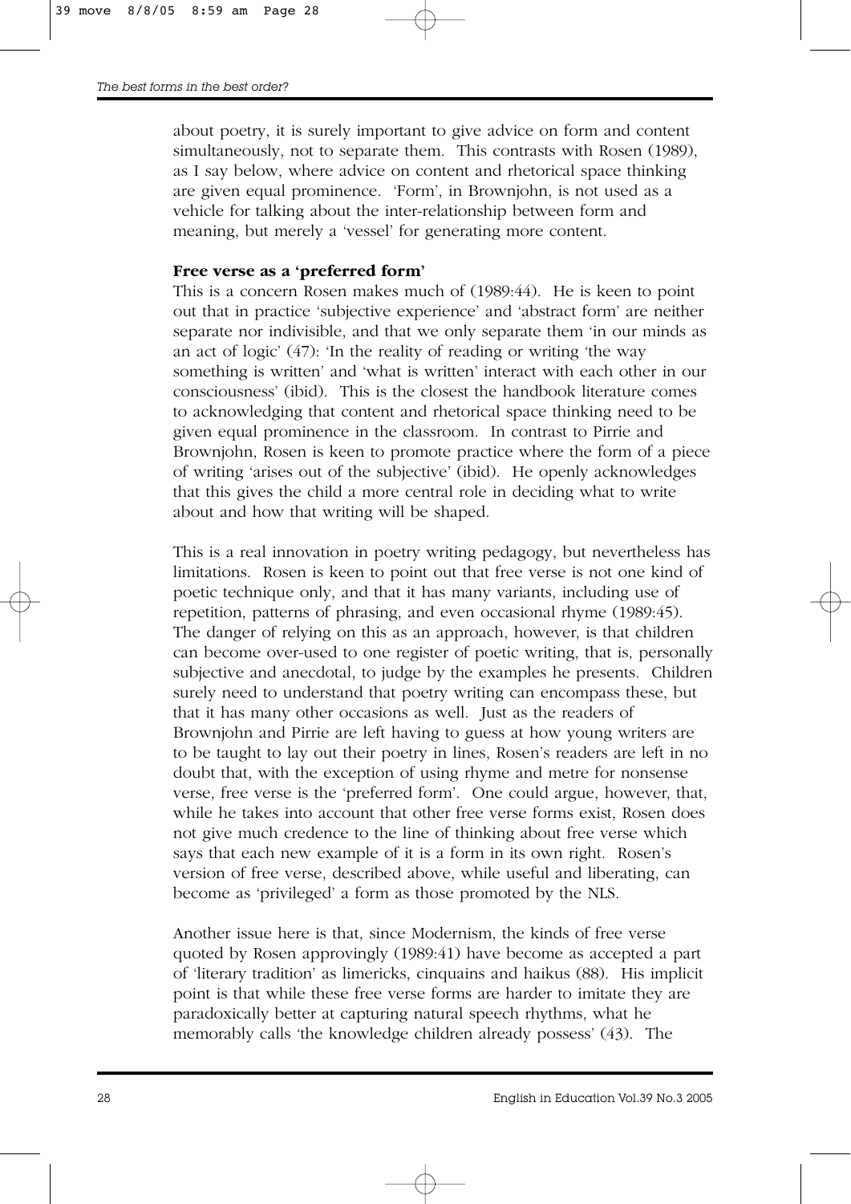about poetry, it is surely important to give advice on form and content simultaneously, not to separate them. This contrasts with Rosen (1989), as I say below, where advice on content and rhetorical space thinking are given equal prominence. 'Form', in Brownjohn, is not used as a vehicle for talking about the inter-relationship between form and meaning, but merely a 'vessel' for generating more content.

**Free verse as a 'preferred form'**

This is a concern Rosen makes much of (1989:44). He is keen to point out that in practice 'subjective experience' and 'abstract form' are neither separate nor indivisible, and that we only separate them 'in our minds as an act of logic' (47): 'In the reality of reading or writing 'the way something is written' and 'what is written' interact with each other in our consciousness' (ibid). This is the closest the handbook literature comes to acknowledging that content and rhetorical space thinking need to be given equal prominence in the classroom. In contrast to Pirrie and Brownjohn, Rosen is keen to promote practice where the form of a piece of writing 'arises out of the subjective' (ibid). He openly acknowledges that this gives the child a more central role in deciding what to write about and how that writing will be shaped.

This is a real innovation in poetry writing pedagogy, but nevertheless has limitations. Rosen is keen to point out that free verse is not one kind of poetic technique only, and that it has many variants, including use of repetition, patterns of phrasing, and even occasional rhyme (1989:45). The danger of relying on this as an approach, however, is that children can become over-used to one register of poetic writing, that is, personally subjective and anecdotal, to judge by the examples he presents. Children surely need to understand that poetry writing can encompass these, but that it has many other occasions as well. Just as the readers of Brownjohn and Pirrie are left having to guess at how young writers are to be taught to lay out their poetry in lines, Rosen's readers are left in no doubt that, with the exception of using rhyme and metre for nonsense verse, free verse is the 'preferred form'. One could argue, however, that, while he takes into account that other free verse forms exist, Rosen does not give much credence to the line of thinking about free verse which says that each new example of it is a form in its own right. Rosen's version of free verse, described above, while useful and liberating, can become as 'privileged' a form as those promoted by the NLS.

Another issue here is that, since Modernism, the kinds of free verse quoted by Rosen approvingly (1989:41) have become as accepted a part of 'literary tradition' as limericks, cinquains and haikus (88). His implicit point is that while these free verse forms are harder to imitate they are paradoxically better at capturing natural speech rhythms, what he memorably calls 'the knowledge children already possess' (43). The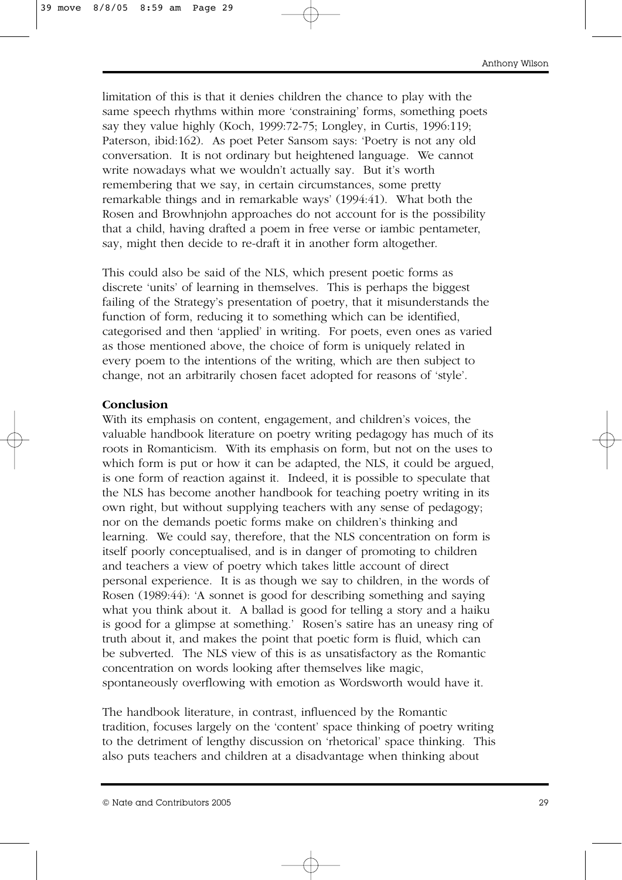limitation of this is that it denies children the chance to play with the same speech rhythms within more 'constraining' forms, something poets say they value highly (Koch, 1999:72-75; Longley, in Curtis, 1996:119; Paterson, ibid:162). As poet Peter Sansom says: 'Poetry is not any old conversation. It is not ordinary but heightened language. We cannot write nowadays what we wouldn't actually say. But it's worth remembering that we say, in certain circumstances, some pretty remarkable things and in remarkable ways' (1994:41). What both the Rosen and Browhnjohn approaches do not account for is the possibility that a child, having drafted a poem in free verse or iambic pentameter, say, might then decide to re-draft it in another form altogether.

This could also be said of the NLS, which present poetic forms as discrete 'units' of learning in themselves. This is perhaps the biggest failing of the Strategy's presentation of poetry, that it misunderstands the function of form, reducing it to something which can be identified, categorised and then 'applied' in writing. For poets, even ones as varied as those mentioned above, the choice of form is uniquely related in every poem to the intentions of the writing, which are then subject to change, not an arbitrarily chosen facet adopted for reasons of 'style'.

**Conclusion**

With its emphasis on content, engagement, and children's voices, the valuable handbook literature on poetry writing pedagogy has much of its roots in Romanticism. With its emphasis on form, but not on the uses to which form is put or how it can be adapted, the NLS, it could be argued, is one form of reaction against it. Indeed, it is possible to speculate that the NLS has become another handbook for teaching poetry writing in its own right, but without supplying teachers with any sense of pedagogy; nor on the demands poetic forms make on children's thinking and learning. We could say, therefore, that the NLS concentration on form is itself poorly conceptualised, and is in danger of promoting to children and teachers a view of poetry which takes little account of direct personal experience. It is as though we say to children, in the words of Rosen (1989:44): 'A sonnet is good for describing something and saying what you think about it. A ballad is good for telling a story and a haiku is good for a glimpse at something.' Rosen's satire has an uneasy ring of truth about it, and makes the point that poetic form is fluid, which can be subverted. The NLS view of this is as unsatisfactory as the Romantic concentration on words looking after themselves like magic, spontaneously overflowing with emotion as Wordsworth would have it.

The handbook literature, in contrast, influenced by the Romantic tradition, focuses largely on the 'content' space thinking of poetry writing to the detriment of lengthy discussion on 'rhetorical' space thinking. This also puts teachers and children at a disadvantage when thinking about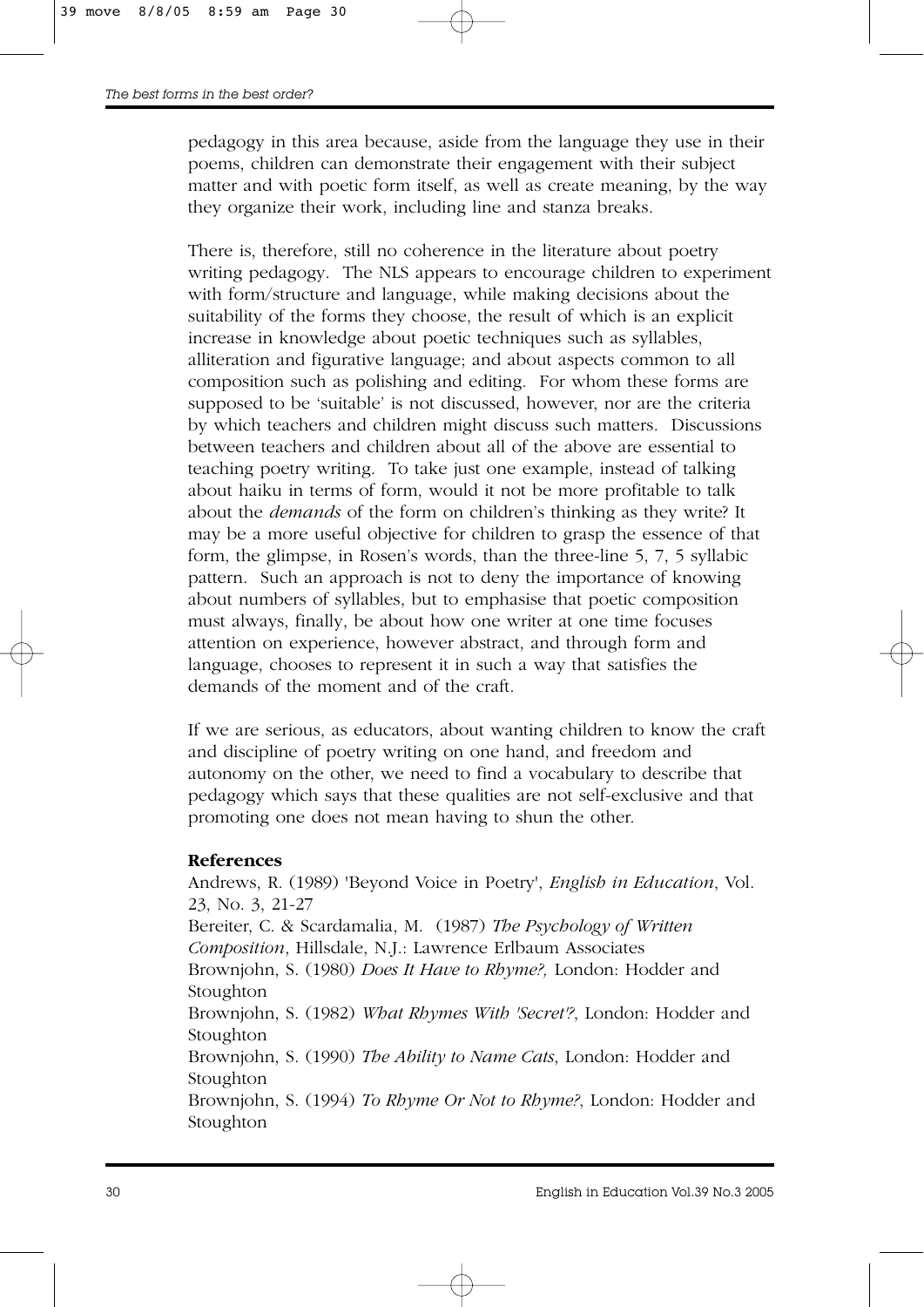pedagogy in this area because, aside from the language they use in their poems, children can demonstrate their engagement with their subject matter and with poetic form itself, as well as create meaning, by the way they organize their work, including line and stanza breaks.

There is, therefore, still no coherence in the literature about poetry writing pedagogy. The NLS appears to encourage children to experiment with form/structure and language, while making decisions about the suitability of the forms they choose, the result of which is an explicit increase in knowledge about poetic techniques such as syllables, alliteration and figurative language; and about aspects common to all composition such as polishing and editing. For whom these forms are supposed to be 'suitable' is not discussed, however, nor are the criteria by which teachers and children might discuss such matters. Discussions between teachers and children about all of the above are essential to teaching poetry writing. To take just one example, instead of talking about haiku in terms of form, would it not be more profitable to talk about the *demands* of the form on children's thinking as they write? It may be a more useful objective for children to grasp the essence of that form, the glimpse, in Rosen's words, than the three-line 5, 7, 5 syllabic pattern. Such an approach is not to deny the importance of knowing about numbers of syllables, but to emphasise that poetic composition must always, finally, be about how one writer at one time focuses attention on experience, however abstract, and through form and language, chooses to represent it in such a way that satisfies the demands of the moment and of the craft.

If we are serious, as educators, about wanting children to know the craft and discipline of poetry writing on one hand, and freedom and autonomy on the other, we need to find a vocabulary to describe that pedagogy which says that these qualities are not self-exclusive and that promoting one does not mean having to shun the other.

**References**

Andrews, R. (1989) 'Beyond Voice in Poetry', *English in Education*, Vol. 23, No. 3, 21-27

Bereiter, C. & Scardamalia, M. (1987) *The Psychology of Written Composition*, Hillsdale, N.J.: Lawrence Erlbaum Associates

Brownjohn, S. (1980) *Does It Have to Rhyme?,* London: Hodder and Stoughton

Brownjohn, S. (1982) *What Rhymes With 'Secret'?*, London: Hodder and Stoughton

Brownjohn, S. (1990) *The Ability to Name Cats*, London: Hodder and Stoughton

Brownjohn, S. (1994) *To Rhyme Or Not to Rhyme?*, London: Hodder and Stoughton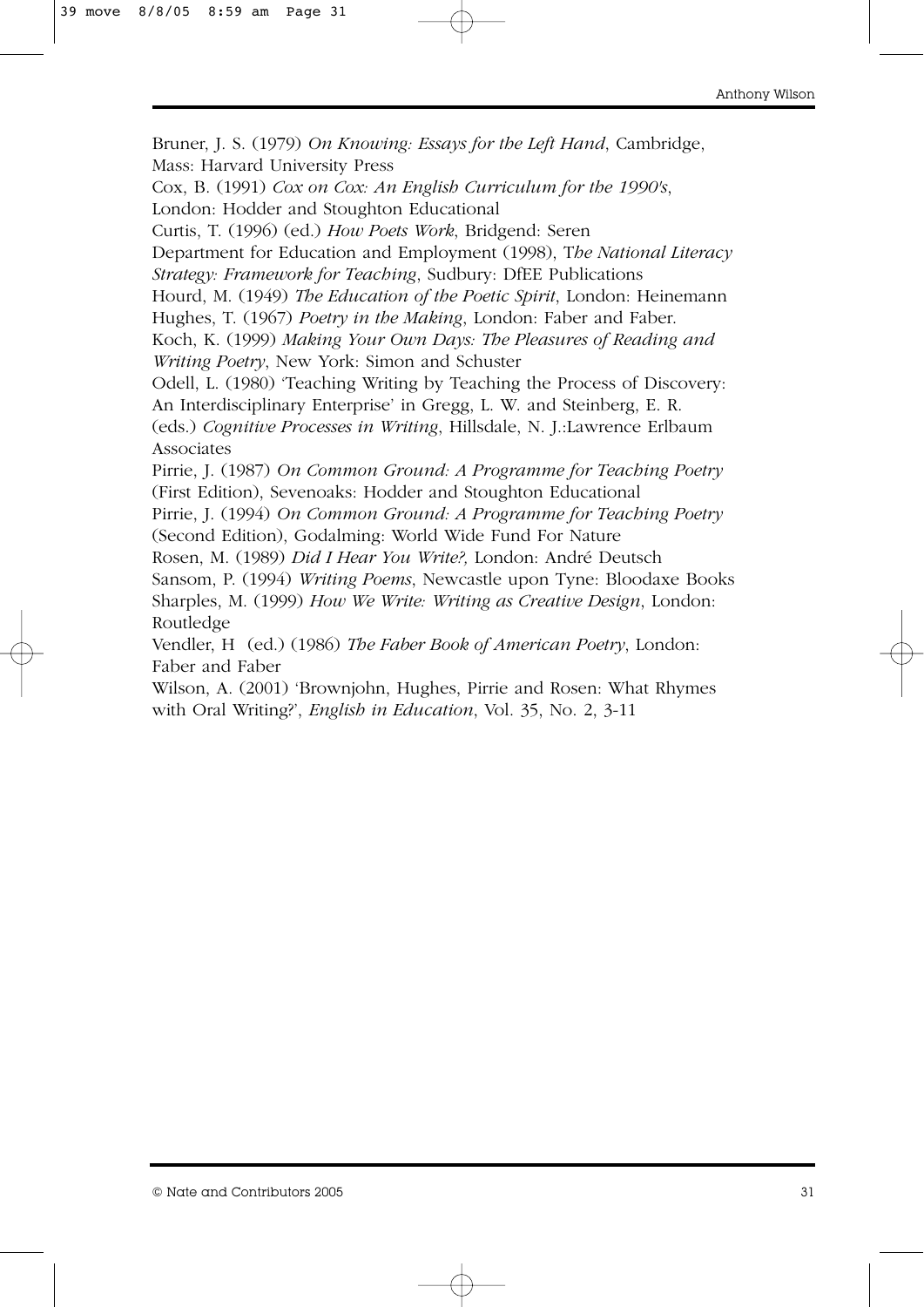Bruner, J. S. (1979) *On Knowing: Essays for the Left Hand*, Cambridge, Mass: Harvard University Press

Cox, B. (1991) *Cox on Cox: An English Curriculum for the 1990's*, London: Hodder and Stoughton Educational

Curtis, T. (1996) (ed.) *How Poets Work*, Bridgend: Seren

Department for Education and Employment (1998), T*he National Literacy Strategy: Framework for Teaching*, Sudbury: DfEE Publications

Hourd, M. (1949) *The Education of the Poetic Spirit*, London: Heinemann

Hughes, T. (1967) *Poetry in the Making*, London: Faber and Faber.

Koch, K. (1999) *Making Your Own Days: The Pleasures of Reading and Writing Poetry*, New York: Simon and Schuster

Odell, L. (1980) 'Teaching Writing by Teaching the Process of Discovery: An Interdisciplinary Enterprise' in Gregg, L. W. and Steinberg, E. R. (eds.) *Cognitive Processes in Writing*, Hillsdale, N. J.:Lawrence Erlbaum Associates

Pirrie, J. (1987) *On Common Ground: A Programme for Teaching Poetry* (First Edition), Sevenoaks: Hodder and Stoughton Educational

Pirrie, J. (1994) *On Common Ground: A Programme for Teaching Poetry* (Second Edition), Godalming: World Wide Fund For Nature

Rosen, M. (1989) *Did I Hear You Write?,* London: André Deutsch

Sansom, P. (1994) *Writing Poems*, Newcastle upon Tyne: Bloodaxe Books

Sharples, M. (1999) *How We Write: Writing as Creative Design*, London: Routledge

Vendler, H (ed.) (1986) *The Faber Book of American Poetry*, London: Faber and Faber

Wilson, A. (2001) 'Brownjohn, Hughes, Pirrie and Rosen: What Rhymes with Oral Writing?', *English in Education*, Vol. 35, No. 2, 3-11